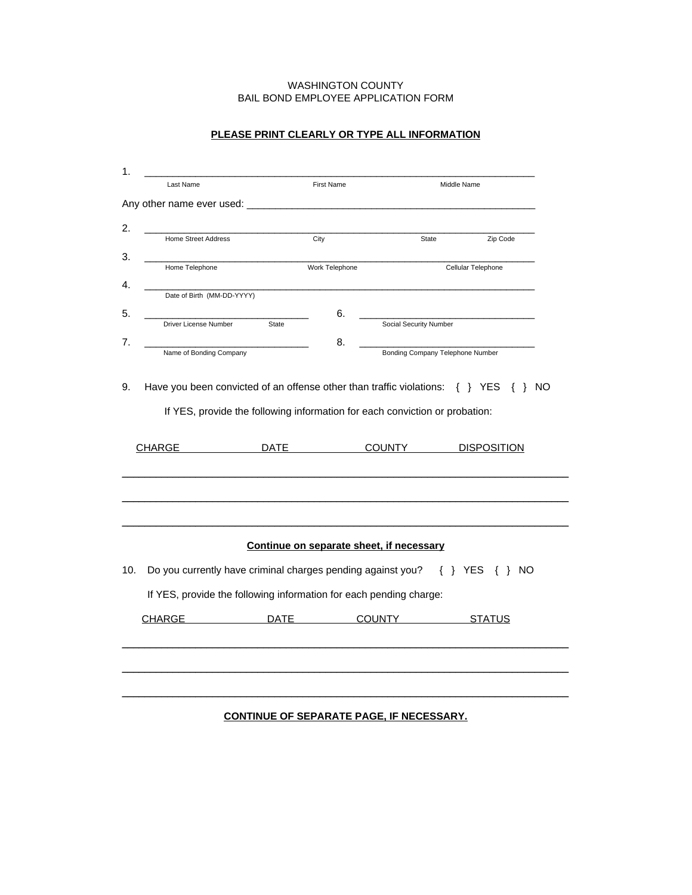WASHINGTON COUNTY
BAIL BOND EMPLOYEE APPLICATION FORM

**PLEASE PRINT CLEARLY OR TYPE ALL INFORMATION**

1. ______________________________________________________________________
   Last Name &nbsp;&nbsp;&nbsp;&nbsp; First Name &nbsp;&nbsp;&nbsp;&nbsp; Middle Name

Any other name ever used: ____________________________________________________

2. ______________________________________________________________________
   Home Street Address &nbsp;&nbsp;&nbsp;&nbsp; City &nbsp;&nbsp;&nbsp;&nbsp; State &nbsp;&nbsp;&nbsp;&nbsp; Zip Code

3. ______________________________________________________________________
   Home Telephone &nbsp;&nbsp;&nbsp;&nbsp; Work Telephone &nbsp;&nbsp;&nbsp;&nbsp; Cellular Telephone

4. ______________________________________________________________________
   Date of Birth (MM-DD-YYYY)

5. ______________________________ &nbsp;&nbsp;&nbsp;&nbsp; 6. ______________________________
   Driver License Number &nbsp;&nbsp; State &nbsp;&nbsp;&nbsp;&nbsp; Social Security Number

7. ______________________________ &nbsp;&nbsp;&nbsp;&nbsp; 8. ______________________________
   Name of Bonding Company &nbsp;&nbsp;&nbsp;&nbsp; Bonding Company Telephone Number

9. Have you been convicted of an offense other than traffic violations: { } YES { } NO

   If YES, provide the following information for each conviction or probation:

| CHARGE | DATE | COUNTY | DISPOSITION |
| --- | --- | --- | --- |
| | | | |
| | | | |
| | | | |

**Continue on separate sheet, if necessary**

10. Do you currently have criminal charges pending against you? { } YES { } NO

    If YES, provide the following information for each pending charge:

| CHARGE | DATE | COUNTY | STATUS |
| --- | --- | --- | --- |
| | | | |
| | | | |
| | | | |

**CONTINUE OF SEPARATE PAGE, IF NECESSARY.**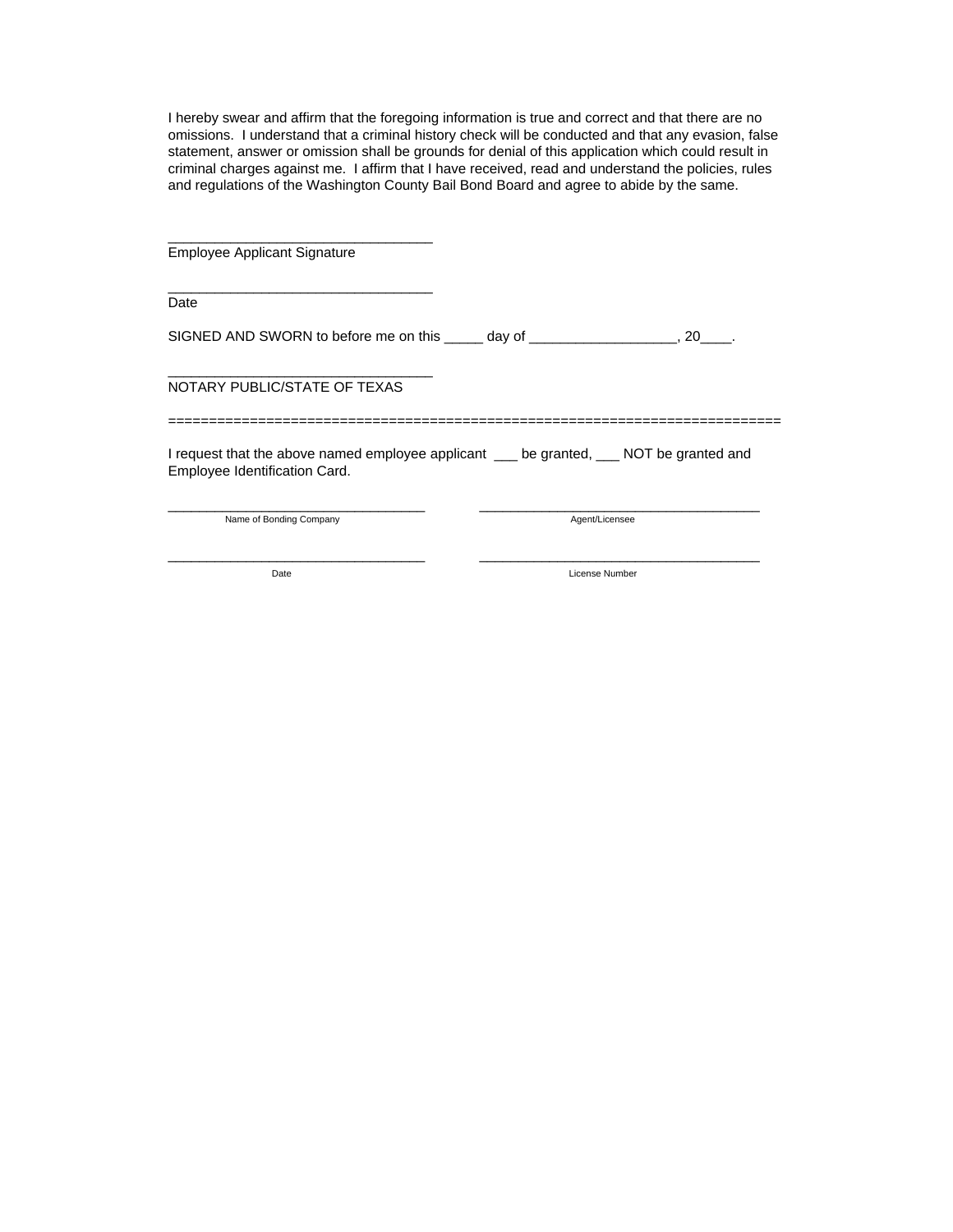I hereby swear and affirm that the foregoing information is true and correct and that there are no omissions. I understand that a criminal history check will be conducted and that any evasion, false statement, answer or omission shall be grounds for denial of this application which could result in criminal charges against me. I affirm that I have received, read and understand the policies, rules and regulations of the Washington County Bail Bond Board and agree to abide by the same.

___________________________________
Employee Applicant Signature

___________________________________
Date

SIGNED AND SWORN to before me on this _____ day of ___________________, 20____.

___________________________________
NOTARY PUBLIC/STATE OF TEXAS

==========================================================================

I request that the above named employee applicant ___ be granted, ___ NOT be granted and Employee Identification Card.

| | |
|---|---|
| ___________________________________ | ___________________________________ |
| Name of Bonding Company | Agent/Licensee |
| ___________________________________ | ___________________________________ |
| Date | License Number |